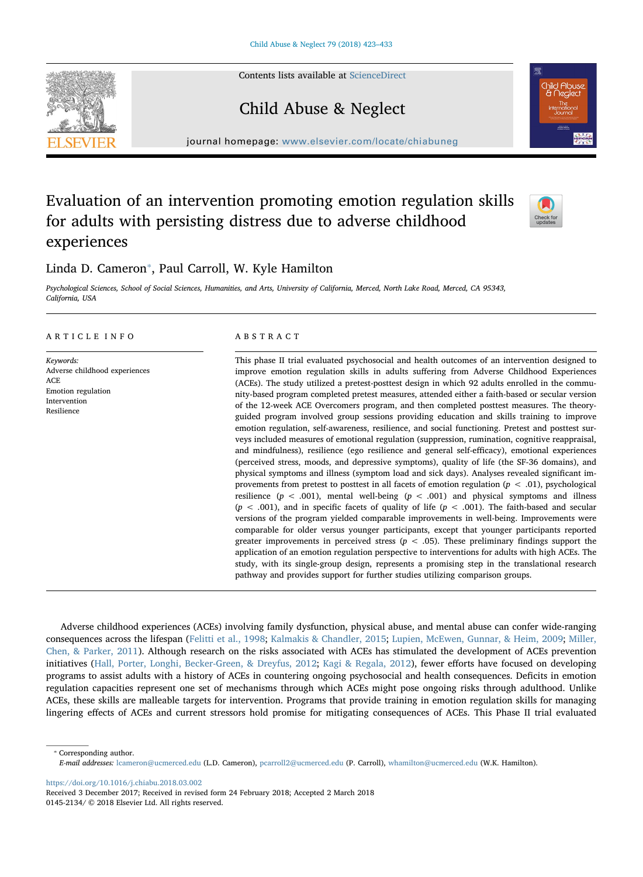# Evaluation of an intervention promoting emotion regulation skills for adults with persisting distress due to adverse childhood experiences

Linda D. Cameron*, Paul Carroll, W. Kyle Hamilton

*Psychological Sciences, School of Social Sciences, Humanities, and Arts, University of California, Merced, North Lake Road, Merced, CA 95343, California, USA*

## ARTICLE INFO

*Keywords:*
Adverse childhood experiences
ACE
Emotion regulation
Intervention
Resilience

## ABSTRACT

This phase II trial evaluated psychosocial and health outcomes of an intervention designed to improve emotion regulation skills in adults suffering from Adverse Childhood Experiences (ACEs). The study utilized a pretest-posttest design in which 92 adults enrolled in the community-based program completed pretest measures, attended either a faith-based or secular version of the 12-week ACE Overcomers program, and then completed posttest measures. The theory-guided program involved group sessions providing education and skills training to improve emotion regulation, self-awareness, resilience, and social functioning. Pretest and posttest surveys included measures of emotional regulation (suppression, rumination, cognitive reappraisal, and mindfulness), resilience (ego resilience and general self-efficacy), emotional experiences (perceived stress, moods, and depressive symptoms), quality of life (the SF-36 domains), and physical symptoms and illness (symptom load and sick days). Analyses revealed significant improvements from pretest to posttest in all facets of emotion regulation ($p < .01$), psychological resilience ($p < .001$), mental well-being ($p < .001$) and physical symptoms and illness ($p < .001$), and in specific facets of quality of life ($p < .001$). The faith-based and secular versions of the program yielded comparable improvements in well-being. Improvements were comparable for older versus younger participants, except that younger participants reported greater improvements in perceived stress ($p < .05$). These preliminary findings support the application of an emotion regulation perspective to interventions for adults with high ACEs. The study, with its single-group design, represents a promising step in the translational research pathway and provides support for further studies utilizing comparison groups.

Adverse childhood experiences (ACEs) involving family dysfunction, physical abuse, and mental abuse can confer wide-ranging consequences across the lifespan (Felitti et al., 1998; Kalmakis & Chandler, 2015; Lupien, McEwen, Gunnar, & Heim, 2009; Miller, Chen, & Parker, 2011). Although research on the risks associated with ACEs has stimulated the development of ACEs prevention initiatives (Hall, Porter, Longhi, Becker-Green, & Dreyfus, 2012; Kagi & Regala, 2012), fewer efforts have focused on developing programs to assist adults with a history of ACEs in countering ongoing psychosocial and health consequences. Deficits in emotion regulation capacities represent one set of mechanisms through which ACEs might pose ongoing risks through adulthood. Unlike ACEs, these skills are malleable targets for intervention. Programs that provide training in emotion regulation skills for managing lingering effects of ACEs and current stressors hold promise for mitigating consequences of ACEs. This Phase II trial evaluated

---

* Corresponding author.
*E-mail addresses:* lcameron@ucmerced.edu (L.D. Cameron), pcarroll2@ucmerced.edu (P. Carroll), whamilton@ucmerced.edu (W.K. Hamilton).

https://doi.org/10.1016/j.chiabu.2018.03.002
Received 3 December 2017; Received in revised form 24 February 2018; Accepted 2 March 2018
0145-2134/ © 2018 Elsevier Ltd. All rights reserved.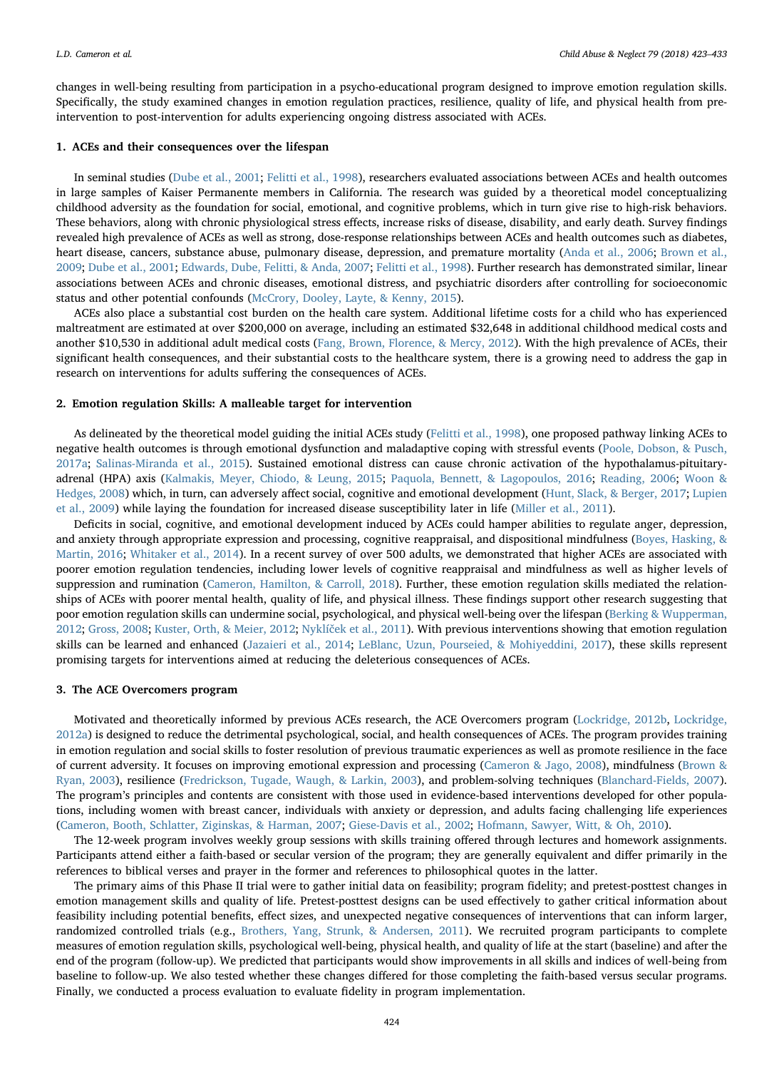changes in well-being resulting from participation in a psycho-educational program designed to improve emotion regulation skills. Specifically, the study examined changes in emotion regulation practices, resilience, quality of life, and physical health from pre-intervention to post-intervention for adults experiencing ongoing distress associated with ACEs.

## 1. ACEs and their consequences over the lifespan

In seminal studies (Dube et al., 2001; Felitti et al., 1998), researchers evaluated associations between ACEs and health outcomes in large samples of Kaiser Permanente members in California. The research was guided by a theoretical model conceptualizing childhood adversity as the foundation for social, emotional, and cognitive problems, which in turn give rise to high-risk behaviors. These behaviors, along with chronic physiological stress effects, increase risks of disease, disability, and early death. Survey findings revealed high prevalence of ACEs as well as strong, dose-response relationships between ACEs and health outcomes such as diabetes, heart disease, cancers, substance abuse, pulmonary disease, depression, and premature mortality (Anda et al., 2006; Brown et al., 2009; Dube et al., 2001; Edwards, Dube, Felitti, & Anda, 2007; Felitti et al., 1998). Further research has demonstrated similar, linear associations between ACEs and chronic diseases, emotional distress, and psychiatric disorders after controlling for socioeconomic status and other potential confounds (McCrory, Dooley, Layte, & Kenny, 2015).

ACEs also place a substantial cost burden on the health care system. Additional lifetime costs for a child who has experienced maltreatment are estimated at over $200,000 on average, including an estimated $32,648 in additional childhood medical costs and another $10,530 in additional adult medical costs (Fang, Brown, Florence, & Mercy, 2012). With the high prevalence of ACEs, their significant health consequences, and their substantial costs to the healthcare system, there is a growing need to address the gap in research on interventions for adults suffering the consequences of ACEs.

## 2. Emotion regulation Skills: A malleable target for intervention

As delineated by the theoretical model guiding the initial ACEs study (Felitti et al., 1998), one proposed pathway linking ACEs to negative health outcomes is through emotional dysfunction and maladaptive coping with stressful events (Poole, Dobson, & Pusch, 2017a; Salinas-Miranda et al., 2015). Sustained emotional distress can cause chronic activation of the hypothalamus-pituitary-adrenal (HPA) axis (Kalmakis, Meyer, Chiodo, & Leung, 2015; Paquola, Bennett, & Lagopoulos, 2016; Reading, 2006; Woon & Hedges, 2008) which, in turn, can adversely affect social, cognitive and emotional development (Hunt, Slack, & Berger, 2017; Lupien et al., 2009) while laying the foundation for increased disease susceptibility later in life (Miller et al., 2011).

Deficits in social, cognitive, and emotional development induced by ACEs could hamper abilities to regulate anger, depression, and anxiety through appropriate expression and processing, cognitive reappraisal, and dispositional mindfulness (Boyes, Hasking, & Martin, 2016; Whitaker et al., 2014). In a recent survey of over 500 adults, we demonstrated that higher ACEs are associated with poorer emotion regulation tendencies, including lower levels of cognitive reappraisal and mindfulness as well as higher levels of suppression and rumination (Cameron, Hamilton, & Carroll, 2018). Further, these emotion regulation skills mediated the relationships of ACEs with poorer mental health, quality of life, and physical illness. These findings support other research suggesting that poor emotion regulation skills can undermine social, psychological, and physical well-being over the lifespan (Berking & Wupperman, 2012; Gross, 2008; Kuster, Orth, & Meier, 2012; Nyklíček et al., 2011). With previous interventions showing that emotion regulation skills can be learned and enhanced (Jazaieri et al., 2014; LeBlanc, Uzun, Pourseied, & Mohiyeddini, 2017), these skills represent promising targets for interventions aimed at reducing the deleterious consequences of ACEs.

## 3. The ACE Overcomers program

Motivated and theoretically informed by previous ACEs research, the ACE Overcomers program (Lockridge, 2012b, Lockridge, 2012a) is designed to reduce the detrimental psychological, social, and health consequences of ACEs. The program provides training in emotion regulation and social skills to foster resolution of previous traumatic experiences as well as promote resilience in the face of current adversity. It focuses on improving emotional expression and processing (Cameron & Jago, 2008), mindfulness (Brown & Ryan, 2003), resilience (Fredrickson, Tugade, Waugh, & Larkin, 2003), and problem-solving techniques (Blanchard-Fields, 2007). The program's principles and contents are consistent with those used in evidence-based interventions developed for other populations, including women with breast cancer, individuals with anxiety or depression, and adults facing challenging life experiences (Cameron, Booth, Schlatter, Ziginskas, & Harman, 2007; Giese-Davis et al., 2002; Hofmann, Sawyer, Witt, & Oh, 2010).

The 12-week program involves weekly group sessions with skills training offered through lectures and homework assignments. Participants attend either a faith-based or secular version of the program; they are generally equivalent and differ primarily in the references to biblical verses and prayer in the former and references to philosophical quotes in the latter.

The primary aims of this Phase II trial were to gather initial data on feasibility; program fidelity; and pretest-posttest changes in emotion management skills and quality of life. Pretest-posttest designs can be used effectively to gather critical information about feasibility including potential benefits, effect sizes, and unexpected negative consequences of interventions that can inform larger, randomized controlled trials (e.g., Brothers, Yang, Strunk, & Andersen, 2011). We recruited program participants to complete measures of emotion regulation skills, psychological well-being, physical health, and quality of life at the start (baseline) and after the end of the program (follow-up). We predicted that participants would show improvements in all skills and indices of well-being from baseline to follow-up. We also tested whether these changes differed for those completing the faith-based versus secular programs. Finally, we conducted a process evaluation to evaluate fidelity in program implementation.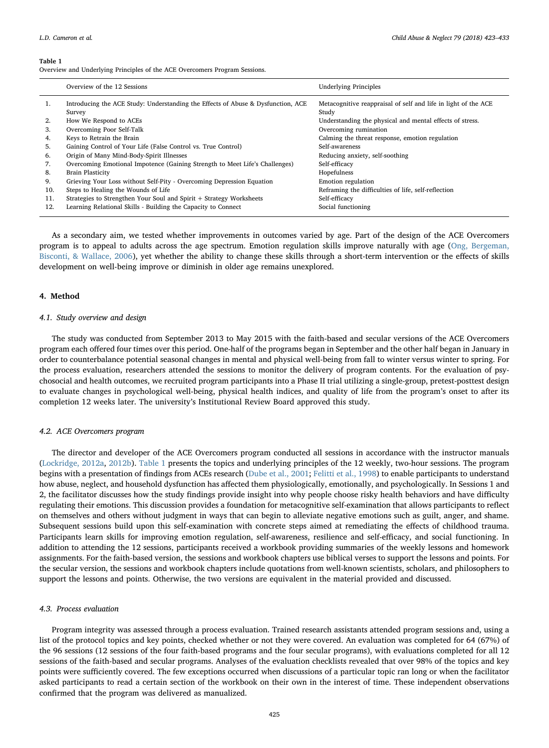**Table 1**
Overview and Underlying Principles of the ACE Overcomers Program Sessions.

| | Overview of the 12 Sessions | Underlying Principles |
|---|---|---|
| 1. | Introducing the ACE Study: Understanding the Effects of Abuse & Dysfunction, ACE Survey | Metacognitive reappraisal of self and life in light of the ACE Study |
| 2. | How We Respond to ACEs | Understanding the physical and mental effects of stress. |
| 3. | Overcoming Poor Self-Talk | Overcoming rumination |
| 4. | Keys to Retrain the Brain | Calming the threat response, emotion regulation |
| 5. | Gaining Control of Your Life (False Control vs. True Control) | Self-awareness |
| 6. | Origin of Many Mind-Body-Spirit Illnesses | Reducing anxiety, self-soothing |
| 7. | Overcoming Emotional Impotence (Gaining Strength to Meet Life's Challenges) | Self-efficacy |
| 8. | Brain Plasticity | Hopefulness |
| 9. | Grieving Your Loss without Self-Pity - Overcoming Depression Equation | Emotion regulation |
| 10. | Steps to Healing the Wounds of Life | Reframing the difficulties of life, self-reflection |
| 11. | Strategies to Strengthen Your Soul and Spirit + Strategy Worksheets | Self-efficacy |
| 12. | Learning Relational Skills - Building the Capacity to Connect | Social functioning |

As a secondary aim, we tested whether improvements in outcomes varied by age. Part of the design of the ACE Overcomers program is to appeal to adults across the age spectrum. Emotion regulation skills improve naturally with age (Ong, Bergeman, Bisconti, & Wallace, 2006), yet whether the ability to change these skills through a short-term intervention or the effects of skills development on well-being improve or diminish in older age remains unexplored.

## 4. Method

### 4.1. Study overview and design

The study was conducted from September 2013 to May 2015 with the faith-based and secular versions of the ACE Overcomers program each offered four times over this period. One-half of the programs began in September and the other half began in January in order to counterbalance potential seasonal changes in mental and physical well-being from fall to winter versus winter to spring. For the process evaluation, researchers attended the sessions to monitor the delivery of program contents. For the evaluation of psychosocial and health outcomes, we recruited program participants into a Phase II trial utilizing a single-group, pretest-posttest design to evaluate changes in psychological well-being, physical health indices, and quality of life from the program's onset to after its completion 12 weeks later. The university's Institutional Review Board approved this study.

### 4.2. ACE Overcomers program

The director and developer of the ACE Overcomers program conducted all sessions in accordance with the instructor manuals (Lockridge, 2012a, 2012b). Table 1 presents the topics and underlying principles of the 12 weekly, two-hour sessions. The program begins with a presentation of findings from ACEs research (Dube et al., 2001; Felitti et al., 1998) to enable participants to understand how abuse, neglect, and household dysfunction has affected them physiologically, emotionally, and psychologically. In Sessions 1 and 2, the facilitator discusses how the study findings provide insight into why people choose risky health behaviors and have difficulty regulating their emotions. This discussion provides a foundation for metacognitive self-examination that allows participants to reflect on themselves and others without judgment in ways that can begin to alleviate negative emotions such as guilt, anger, and shame. Subsequent sessions build upon this self-examination with concrete steps aimed at remediating the effects of childhood trauma. Participants learn skills for improving emotion regulation, self-awareness, resilience and self-efficacy, and social functioning. In addition to attending the 12 sessions, participants received a workbook providing summaries of the weekly lessons and homework assignments. For the faith-based version, the sessions and workbook chapters use biblical verses to support the lessons and points. For the secular version, the sessions and workbook chapters include quotations from well-known scientists, scholars, and philosophers to support the lessons and points. Otherwise, the two versions are equivalent in the material provided and discussed.

### 4.3. Process evaluation

Program integrity was assessed through a process evaluation. Trained research assistants attended program sessions and, using a list of the protocol topics and key points, checked whether or not they were covered. An evaluation was completed for 64 (67%) of the 96 sessions (12 sessions of the four faith-based programs and the four secular programs), with evaluations completed for all 12 sessions of the faith-based and secular programs. Analyses of the evaluation checklists revealed that over 98% of the topics and key points were sufficiently covered. The few exceptions occurred when discussions of a particular topic ran long or when the facilitator asked participants to read a certain section of the workbook on their own in the interest of time. These independent observations confirmed that the program was delivered as manualized.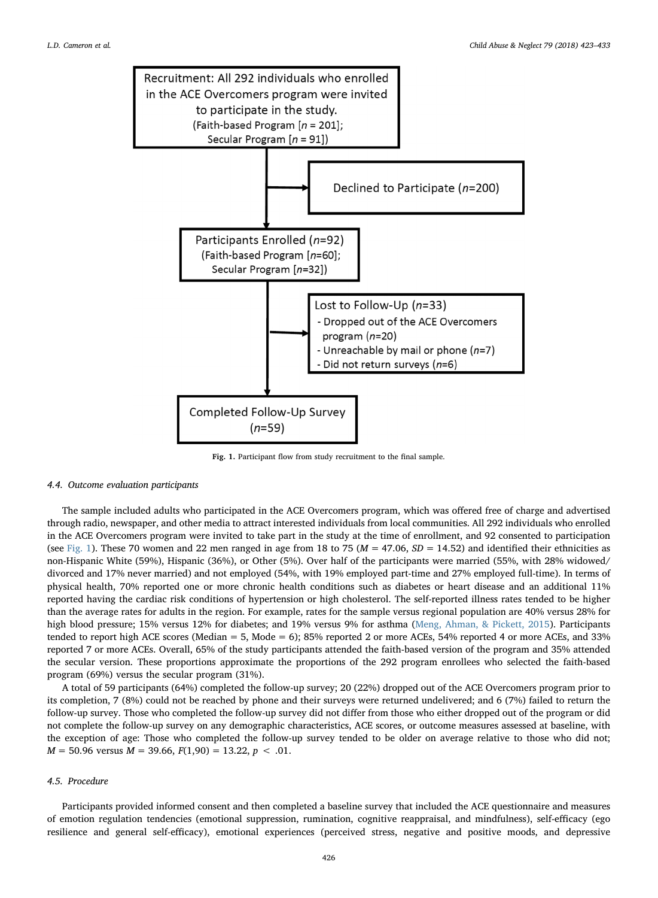Recruitment: All 292 individuals who enrolled in the ACE Overcomers program were invited to participate in the study. (Faith-based Program [$n$ = 201]; Secular Program [$n$ = 91])

Declined to Participate ($n$=200)

Participants Enrolled ($n$=92) (Faith-based Program [$n$=60]; Secular Program [$n$=32])

Lost to Follow-Up ($n$=33)
- Dropped out of the ACE Overcomers program ($n$=20)
- Unreachable by mail or phone ($n$=7)
- Did not return surveys ($n$=6)

Completed Follow-Up Survey ($n$=59)

**Fig. 1.** Participant flow from study recruitment to the final sample.

### 4.4. *Outcome evaluation participants*

The sample included adults who participated in the ACE Overcomers program, which was offered free of charge and advertised through radio, newspaper, and other media to attract interested individuals from local communities. All 292 individuals who enrolled in the ACE Overcomers program were invited to take part in the study at the time of enrollment, and 92 consented to participation (see Fig. 1). These 70 women and 22 men ranged in age from 18 to 75 ($M$ = 47.06, $SD$ = 14.52) and identified their ethnicities as non-Hispanic White (59%), Hispanic (36%), or Other (5%). Over half of the participants were married (55%, with 28% widowed/divorced and 17% never married) and not employed (54%, with 19% employed part-time and 27% employed full-time). In terms of physical health, 70% reported one or more chronic health conditions such as diabetes or heart disease and an additional 11% reported having the cardiac risk conditions of hypertension or high cholesterol. The self-reported illness rates tended to be higher than the average rates for adults in the region. For example, rates for the sample versus regional population are 40% versus 28% for high blood pressure; 15% versus 12% for diabetes; and 19% versus 9% for asthma (Meng, Ahman, & Pickett, 2015). Participants tended to report high ACE scores (Median = 5, Mode = 6); 85% reported 2 or more ACEs, 54% reported 4 or more ACEs, and 33% reported 7 or more ACEs. Overall, 65% of the study participants attended the faith-based version of the program and 35% attended the secular version. These proportions approximate the proportions of the 292 program enrollees who selected the faith-based program (69%) versus the secular program (31%).

A total of 59 participants (64%) completed the follow-up survey; 20 (22%) dropped out of the ACE Overcomers program prior to its completion, 7 (8%) could not be reached by phone and their surveys were returned undelivered; and 6 (7%) failed to return the follow-up survey. Those who completed the follow-up survey did not differ from those who either dropped out of the program or did not complete the follow-up survey on any demographic characteristics, ACE scores, or outcome measures assessed at baseline, with the exception of age: Those who completed the follow-up survey tended to be older on average relative to those who did not; $M$ = 50.96 versus $M$ = 39.66, $F(1,90) = 13.22$, $p < .01$.

### 4.5. *Procedure*

Participants provided informed consent and then completed a baseline survey that included the ACE questionnaire and measures of emotion regulation tendencies (emotional suppression, rumination, cognitive reappraisal, and mindfulness), self-efficacy (ego resilience and general self-efficacy), emotional experiences (perceived stress, negative and positive moods, and depressive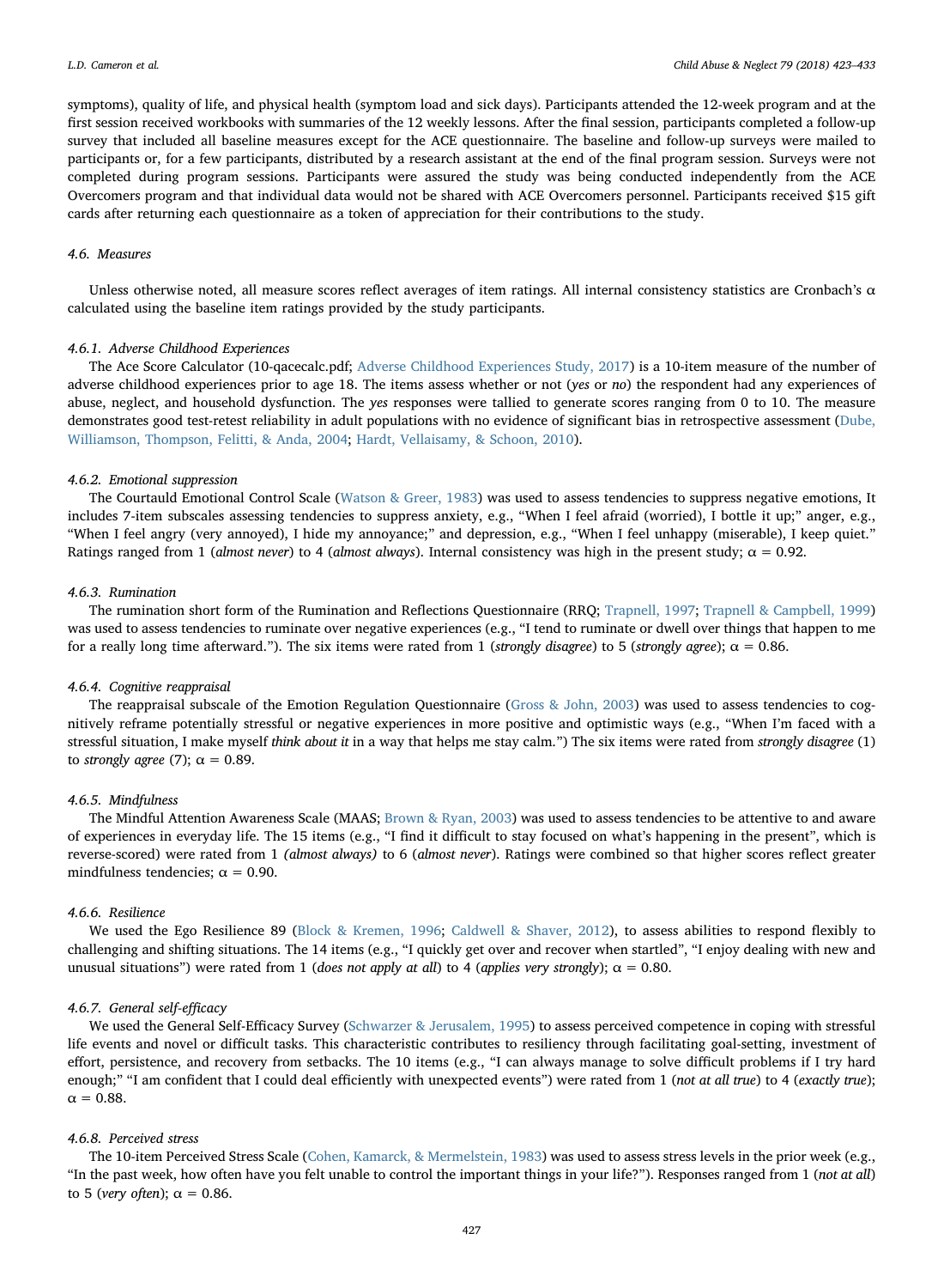symptoms), quality of life, and physical health (symptom load and sick days). Participants attended the 12-week program and at the first session received workbooks with summaries of the 12 weekly lessons. After the final session, participants completed a follow-up survey that included all baseline measures except for the ACE questionnaire. The baseline and follow-up surveys were mailed to participants or, for a few participants, distributed by a research assistant at the end of the final program session. Surveys were not completed during program sessions. Participants were assured the study was being conducted independently from the ACE Overcomers program and that individual data would not be shared with ACE Overcomers personnel. Participants received $15 gift cards after returning each questionnaire as a token of appreciation for their contributions to the study.

### 4.6. Measures

Unless otherwise noted, all measure scores reflect averages of item ratings. All internal consistency statistics are Cronbach's α calculated using the baseline item ratings provided by the study participants.

#### 4.6.1. Adverse Childhood Experiences

The Ace Score Calculator (10-qacecalc.pdf; Adverse Childhood Experiences Study, 2017) is a 10-item measure of the number of adverse childhood experiences prior to age 18. The items assess whether or not (*yes* or *no*) the respondent had any experiences of abuse, neglect, and household dysfunction. The *yes* responses were tallied to generate scores ranging from 0 to 10. The measure demonstrates good test-retest reliability in adult populations with no evidence of significant bias in retrospective assessment (Dube, Williamson, Thompson, Felitti, & Anda, 2004; Hardt, Vellaisamy, & Schoon, 2010).

#### 4.6.2. Emotional suppression

The Courtauld Emotional Control Scale (Watson & Greer, 1983) was used to assess tendencies to suppress negative emotions, It includes 7-item subscales assessing tendencies to suppress anxiety, e.g., "When I feel afraid (worried), I bottle it up;" anger, e.g., "When I feel angry (very annoyed), I hide my annoyance;" and depression, e.g., "When I feel unhappy (miserable), I keep quiet." Ratings ranged from 1 (*almost never*) to 4 (*almost always*). Internal consistency was high in the present study; α = 0.92.

#### 4.6.3. Rumination

The rumination short form of the Rumination and Reflections Questionnaire (RRQ; Trapnell, 1997; Trapnell & Campbell, 1999) was used to assess tendencies to ruminate over negative experiences (e.g., "I tend to ruminate or dwell over things that happen to me for a really long time afterward."). The six items were rated from 1 (*strongly disagree*) to 5 (*strongly agree*); α = 0.86.

#### 4.6.4. Cognitive reappraisal

The reappraisal subscale of the Emotion Regulation Questionnaire (Gross & John, 2003) was used to assess tendencies to cognitively reframe potentially stressful or negative experiences in more positive and optimistic ways (e.g., "When I'm faced with a stressful situation, I make myself *think about it* in a way that helps me stay calm.") The six items were rated from *strongly disagree* (1) to *strongly agree* (7); α = 0.89.

#### 4.6.5. Mindfulness

The Mindful Attention Awareness Scale (MAAS; Brown & Ryan, 2003) was used to assess tendencies to be attentive to and aware of experiences in everyday life. The 15 items (e.g., "I find it difficult to stay focused on what's happening in the present", which is reverse-scored) were rated from 1 *(almost always)* to 6 (*almost never*). Ratings were combined so that higher scores reflect greater mindfulness tendencies; α = 0.90.

#### 4.6.6. Resilience

We used the Ego Resilience 89 (Block & Kremen, 1996; Caldwell & Shaver, 2012), to assess abilities to respond flexibly to challenging and shifting situations. The 14 items (e.g., "I quickly get over and recover when startled", "I enjoy dealing with new and unusual situations") were rated from 1 (*does not apply at all*) to 4 (*applies very strongly*); α = 0.80.

#### 4.6.7. General self-efficacy

We used the General Self-Efficacy Survey (Schwarzer & Jerusalem, 1995) to assess perceived competence in coping with stressful life events and novel or difficult tasks. This characteristic contributes to resiliency through facilitating goal-setting, investment of effort, persistence, and recovery from setbacks. The 10 items (e.g., "I can always manage to solve difficult problems if I try hard enough;" "I am confident that I could deal efficiently with unexpected events") were rated from 1 (*not at all true*) to 4 (*exactly true*); α = 0.88.

#### 4.6.8. Perceived stress

The 10-item Perceived Stress Scale (Cohen, Kamarck, & Mermelstein, 1983) was used to assess stress levels in the prior week (e.g., "In the past week, how often have you felt unable to control the important things in your life?"). Responses ranged from 1 (*not at all*) to 5 (*very often*); α = 0.86.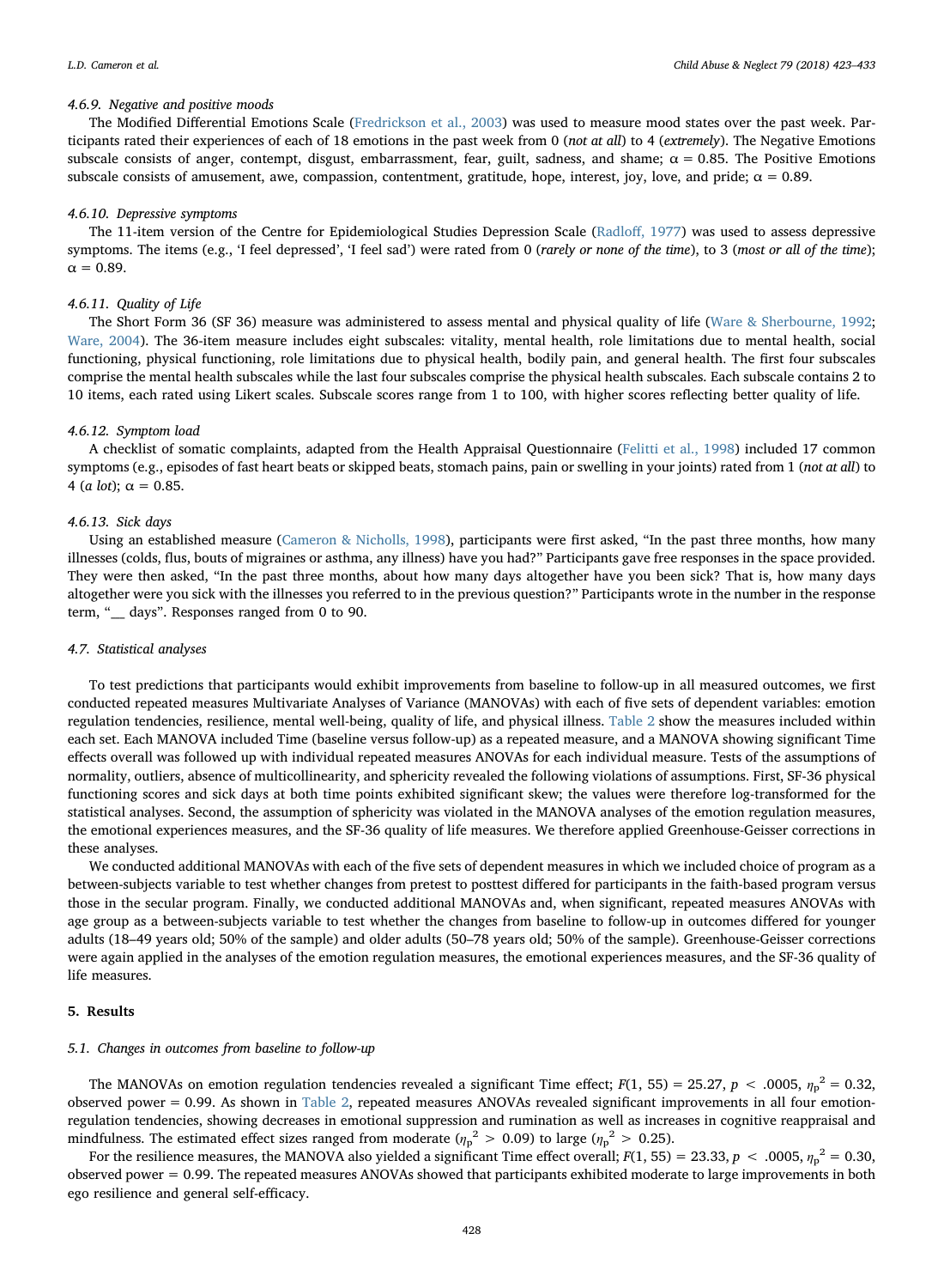#### 4.6.9. Negative and positive moods

The Modified Differential Emotions Scale (Fredrickson et al., 2003) was used to measure mood states over the past week. Participants rated their experiences of each of 18 emotions in the past week from 0 (*not at all*) to 4 (*extremely*). The Negative Emotions subscale consists of anger, contempt, disgust, embarrassment, fear, guilt, sadness, and shame; $\alpha = 0.85$. The Positive Emotions subscale consists of amusement, awe, compassion, contentment, gratitude, hope, interest, joy, love, and pride; $\alpha = 0.89$.

#### 4.6.10. Depressive symptoms

The 11-item version of the Centre for Epidemiological Studies Depression Scale (Radloff, 1977) was used to assess depressive symptoms. The items (e.g., 'I feel depressed', 'I feel sad') were rated from 0 (*rarely or none of the time*), to 3 (*most or all of the time*); $\alpha = 0.89$.

#### 4.6.11. Quality of Life

The Short Form 36 (SF 36) measure was administered to assess mental and physical quality of life (Ware & Sherbourne, 1992; Ware, 2004). The 36-item measure includes eight subscales: vitality, mental health, role limitations due to mental health, social functioning, physical functioning, role limitations due to physical health, bodily pain, and general health. The first four subscales comprise the mental health subscales while the last four subscales comprise the physical health subscales. Each subscale contains 2 to 10 items, each rated using Likert scales. Subscale scores range from 1 to 100, with higher scores reflecting better quality of life.

#### 4.6.12. Symptom load

A checklist of somatic complaints, adapted from the Health Appraisal Questionnaire (Felitti et al., 1998) included 17 common symptoms (e.g., episodes of fast heart beats or skipped beats, stomach pains, pain or swelling in your joints) rated from 1 (*not at all*) to 4 (*a lot*); $\alpha = 0.85$.

#### 4.6.13. Sick days

Using an established measure (Cameron & Nicholls, 1998), participants were first asked, "In the past three months, how many illnesses (colds, flus, bouts of migraines or asthma, any illness) have you had?" Participants gave free responses in the space provided. They were then asked, "In the past three months, about how many days altogether have you been sick? That is, how many days altogether were you sick with the illnesses you referred to in the previous question?" Participants wrote in the number in the response term, "__ days". Responses ranged from 0 to 90.

### 4.7. Statistical analyses

To test predictions that participants would exhibit improvements from baseline to follow-up in all measured outcomes, we first conducted repeated measures Multivariate Analyses of Variance (MANOVAs) with each of five sets of dependent variables: emotion regulation tendencies, resilience, mental well-being, quality of life, and physical illness. Table 2 show the measures included within each set. Each MANOVA included Time (baseline versus follow-up) as a repeated measure, and a MANOVA showing significant Time effects overall was followed up with individual repeated measures ANOVAs for each individual measure. Tests of the assumptions of normality, outliers, absence of multicollinearity, and sphericity revealed the following violations of assumptions. First, SF-36 physical functioning scores and sick days at both time points exhibited significant skew; the values were therefore log-transformed for the statistical analyses. Second, the assumption of sphericity was violated in the MANOVA analyses of the emotion regulation measures, the emotional experiences measures, and the SF-36 quality of life measures. We therefore applied Greenhouse-Geisser corrections in these analyses.

We conducted additional MANOVAs with each of the five sets of dependent measures in which we included choice of program as a between-subjects variable to test whether changes from pretest to posttest differed for participants in the faith-based program versus those in the secular program. Finally, we conducted additional MANOVAs and, when significant, repeated measures ANOVAs with age group as a between-subjects variable to test whether the changes from baseline to follow-up in outcomes differed for younger adults (18–49 years old; 50% of the sample) and older adults (50–78 years old; 50% of the sample). Greenhouse-Geisser corrections were again applied in the analyses of the emotion regulation measures, the emotional experiences measures, and the SF-36 quality of life measures.

## 5. Results

### 5.1. Changes in outcomes from baseline to follow-up

The MANOVAs on emotion regulation tendencies revealed a significant Time effect; $F(1, 55) = 25.27$, $p < .0005$, $\eta_p^2 = 0.32$, observed power = 0.99. As shown in Table 2, repeated measures ANOVAs revealed significant improvements in all four emotion-regulation tendencies, showing decreases in emotional suppression and rumination as well as increases in cognitive reappraisal and mindfulness. The estimated effect sizes ranged from moderate ($\eta_p^2 > 0.09$) to large ($\eta_p^2 > 0.25$).

For the resilience measures, the MANOVA also yielded a significant Time effect overall; $F(1, 55) = 23.33$, $p < .0005$, $\eta_p^2 = 0.30$, observed power = 0.99. The repeated measures ANOVAs showed that participants exhibited moderate to large improvements in both ego resilience and general self-efficacy.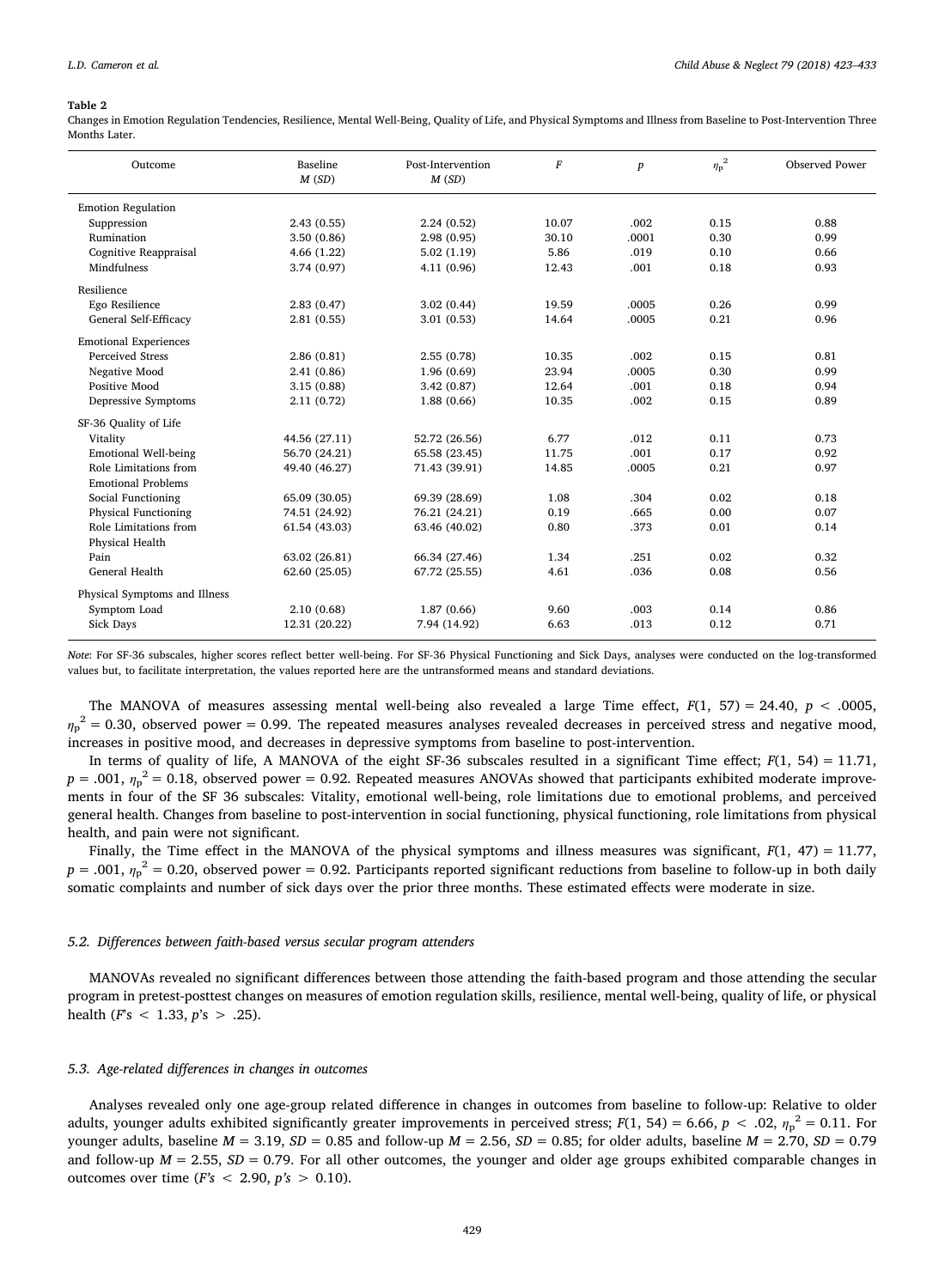**Table 2**

Changes in Emotion Regulation Tendencies, Resilience, Mental Well-Being, Quality of Life, and Physical Symptoms and Illness from Baseline to Post-Intervention Three Months Later.

| Outcome | Baseline $M$ ($SD$) | Post-Intervention $M$ ($SD$) | $F$ | $p$ | $\eta_p^2$ | Observed Power |
|---|---|---|---|---|---|---|
| Emotion Regulation | | | | | | |
| Suppression | 2.43 (0.55) | 2.24 (0.52) | 10.07 | .002 | 0.15 | 0.88 |
| Rumination | 3.50 (0.86) | 2.98 (0.95) | 30.10 | .0001 | 0.30 | 0.99 |
| Cognitive Reappraisal | 4.66 (1.22) | 5.02 (1.19) | 5.86 | .019 | 0.10 | 0.66 |
| Mindfulness | 3.74 (0.97) | 4.11 (0.96) | 12.43 | .001 | 0.18 | 0.93 |
| Resilience | | | | | | |
| Ego Resilience | 2.83 (0.47) | 3.02 (0.44) | 19.59 | .0005 | 0.26 | 0.99 |
| General Self-Efficacy | 2.81 (0.55) | 3.01 (0.53) | 14.64 | .0005 | 0.21 | 0.96 |
| Emotional Experiences | | | | | | |
| Perceived Stress | 2.86 (0.81) | 2.55 (0.78) | 10.35 | .002 | 0.15 | 0.81 |
| Negative Mood | 2.41 (0.86) | 1.96 (0.69) | 23.94 | .0005 | 0.30 | 0.99 |
| Positive Mood | 3.15 (0.88) | 3.42 (0.87) | 12.64 | .001 | 0.18 | 0.94 |
| Depressive Symptoms | 2.11 (0.72) | 1.88 (0.66) | 10.35 | .002 | 0.15 | 0.89 |
| SF-36 Quality of Life | | | | | | |
| Vitality | 44.56 (27.11) | 52.72 (26.56) | 6.77 | .012 | 0.11 | 0.73 |
| Emotional Well-being | 56.70 (24.21) | 65.58 (23.45) | 11.75 | .001 | 0.17 | 0.92 |
| Role Limitations from Emotional Problems | 49.40 (46.27) | 71.43 (39.91) | 14.85 | .0005 | 0.21 | 0.97 |
| Social Functioning | 65.09 (30.05) | 69.39 (28.69) | 1.08 | .304 | 0.02 | 0.18 |
| Physical Functioning | 74.51 (24.92) | 76.21 (24.21) | 0.19 | .665 | 0.00 | 0.07 |
| Role Limitations from Physical Health | 61.54 (43.03) | 63.46 (40.02) | 0.80 | .373 | 0.01 | 0.14 |
| Pain | 63.02 (26.81) | 66.34 (27.46) | 1.34 | .251 | 0.02 | 0.32 |
| General Health | 62.60 (25.05) | 67.72 (25.55) | 4.61 | .036 | 0.08 | 0.56 |
| Physical Symptoms and Illness | | | | | | |
| Symptom Load | 2.10 (0.68) | 1.87 (0.66) | 9.60 | .003 | 0.14 | 0.86 |
| Sick Days | 12.31 (20.22) | 7.94 (14.92) | 6.63 | .013 | 0.12 | 0.71 |

*Note*: For SF-36 subscales, higher scores reflect better well-being. For SF-36 Physical Functioning and Sick Days, analyses were conducted on the log-transformed values but, to facilitate interpretation, the values reported here are the untransformed means and standard deviations.

The MANOVA of measures assessing mental well-being also revealed a large Time effect, $F(1, 57) = 24.40$, $p < .0005$, $\eta_p^2 = 0.30$, observed power = 0.99. The repeated measures analyses revealed decreases in perceived stress and negative mood, increases in positive mood, and decreases in depressive symptoms from baseline to post-intervention.

In terms of quality of life, A MANOVA of the eight SF-36 subscales resulted in a significant Time effect; $F(1, 54) = 11.71$, $p = .001$, $\eta_p^2 = 0.18$, observed power = 0.92. Repeated measures ANOVAs showed that participants exhibited moderate improvements in four of the SF 36 subscales: Vitality, emotional well-being, role limitations due to emotional problems, and perceived general health. Changes from baseline to post-intervention in social functioning, physical functioning, role limitations from physical health, and pain were not significant.

Finally, the Time effect in the MANOVA of the physical symptoms and illness measures was significant, $F(1, 47) = 11.77$, $p = .001$, $\eta_p^2 = 0.20$, observed power = 0.92. Participants reported significant reductions from baseline to follow-up in both daily somatic complaints and number of sick days over the prior three months. These estimated effects were moderate in size.

### *5.2. Differences between faith-based versus secular program attenders*

MANOVAs revealed no significant differences between those attending the faith-based program and those attending the secular program in pretest-posttest changes on measures of emotion regulation skills, resilience, mental well-being, quality of life, or physical health ($F$'s $< 1.33$, $p$'s $> .25$).

### *5.3. Age-related differences in changes in outcomes*

Analyses revealed only one age-group related difference in changes in outcomes from baseline to follow-up: Relative to older adults, younger adults exhibited significantly greater improvements in perceived stress; $F(1, 54) = 6.66$, $p < .02$, $\eta_p^2 = 0.11$. For younger adults, baseline $M = 3.19$, $SD = 0.85$ and follow-up $M = 2.56$, $SD = 0.85$; for older adults, baseline $M = 2.70$, $SD = 0.79$ and follow-up $M = 2.55$, $SD = 0.79$. For all other outcomes, the younger and older age groups exhibited comparable changes in outcomes over time ($F$'s $< 2.90$, $p$'s $> 0.10$).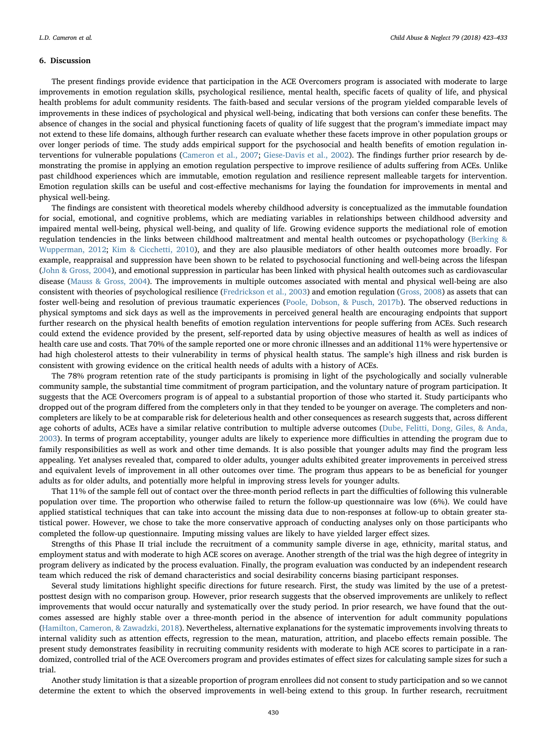## 6. Discussion

The present findings provide evidence that participation in the ACE Overcomers program is associated with moderate to large improvements in emotion regulation skills, psychological resilience, mental health, specific facets of quality of life, and physical health problems for adult community residents. The faith-based and secular versions of the program yielded comparable levels of improvements in these indices of psychological and physical well-being, indicating that both versions can confer these benefits. The absence of changes in the social and physical functioning facets of quality of life suggest that the program's immediate impact may not extend to these life domains, although further research can evaluate whether these facets improve in other population groups or over longer periods of time. The study adds empirical support for the psychosocial and health benefits of emotion regulation interventions for vulnerable populations (Cameron et al., 2007; Giese-Davis et al., 2002). The findings further prior research by demonstrating the promise in applying an emotion regulation perspective to improve resilience of adults suffering from ACEs. Unlike past childhood experiences which are immutable, emotion regulation and resilience represent malleable targets for intervention. Emotion regulation skills can be useful and cost-effective mechanisms for laying the foundation for improvements in mental and physical well-being.

The findings are consistent with theoretical models whereby childhood adversity is conceptualized as the immutable foundation for social, emotional, and cognitive problems, which are mediating variables in relationships between childhood adversity and impaired mental well-being, physical well-being, and quality of life. Growing evidence supports the mediational role of emotion regulation tendencies in the links between childhood maltreatment and mental health outcomes or psychopathology (Berking & Wupperman, 2012; Kim & Cicchetti, 2010), and they are also plausible mediators of other health outcomes more broadly. For example, reappraisal and suppression have been shown to be related to psychosocial functioning and well-being across the lifespan (John & Gross, 2004), and emotional suppression in particular has been linked with physical health outcomes such as cardiovascular disease (Mauss & Gross, 2004). The improvements in multiple outcomes associated with mental and physical well-being are also consistent with theories of psychological resilience (Fredrickson et al., 2003) and emotion regulation (Gross, 2008) as assets that can foster well-being and resolution of previous traumatic experiences (Poole, Dobson, & Pusch, 2017b). The observed reductions in physical symptoms and sick days as well as the improvements in perceived general health are encouraging endpoints that support further research on the physical health benefits of emotion regulation interventions for people suffering from ACEs. Such research could extend the evidence provided by the present, self-reported data by using objective measures of health as well as indices of health care use and costs. That 70% of the sample reported one or more chronic illnesses and an additional 11% were hypertensive or had high cholesterol attests to their vulnerability in terms of physical health status. The sample's high illness and risk burden is consistent with growing evidence on the critical health needs of adults with a history of ACEs.

The 78% program retention rate of the study participants is promising in light of the psychologically and socially vulnerable community sample, the substantial time commitment of program participation, and the voluntary nature of program participation. It suggests that the ACE Overcomers program is of appeal to a substantial proportion of those who started it. Study participants who dropped out of the program differed from the completers only in that they tended to be younger on average. The completers and non-completers are likely to be at comparable risk for deleterious health and other consequences as research suggests that, across different age cohorts of adults, ACEs have a similar relative contribution to multiple adverse outcomes (Dube, Felitti, Dong, Giles, & Anda, 2003). In terms of program acceptability, younger adults are likely to experience more difficulties in attending the program due to family responsibilities as well as work and other time demands. It is also possible that younger adults may find the program less appealing. Yet analyses revealed that, compared to older adults, younger adults exhibited greater improvements in perceived stress and equivalent levels of improvement in all other outcomes over time. The program thus appears to be as beneficial for younger adults as for older adults, and potentially more helpful in improving stress levels for younger adults.

That 11% of the sample fell out of contact over the three-month period reflects in part the difficulties of following this vulnerable population over time. The proportion who otherwise failed to return the follow-up questionnaire was low (6%). We could have applied statistical techniques that can take into account the missing data due to non-responses at follow-up to obtain greater statistical power. However, we chose to take the more conservative approach of conducting analyses only on those participants who completed the follow-up questionnaire. Imputing missing values are likely to have yielded larger effect sizes.

Strengths of this Phase II trial include the recruitment of a community sample diverse in age, ethnicity, marital status, and employment status and with moderate to high ACE scores on average. Another strength of the trial was the high degree of integrity in program delivery as indicated by the process evaluation. Finally, the program evaluation was conducted by an independent research team which reduced the risk of demand characteristics and social desirability concerns biasing participant responses.

Several study limitations highlight specific directions for future research. First, the study was limited by the use of a pretest-posttest design with no comparison group. However, prior research suggests that the observed improvements are unlikely to reflect improvements that would occur naturally and systematically over the study period. In prior research, we have found that the outcomes assessed are highly stable over a three-month period in the absence of intervention for adult community populations (Hamilton, Cameron, & Zawadzki, 2018). Nevertheless, alternative explanations for the systematic improvements involving threats to internal validity such as attention effects, regression to the mean, maturation, attrition, and placebo effects remain possible. The present study demonstrates feasibility in recruiting community residents with moderate to high ACE scores to participate in a randomized, controlled trial of the ACE Overcomers program and provides estimates of effect sizes for calculating sample sizes for such a trial.

Another study limitation is that a sizeable proportion of program enrollees did not consent to study participation and so we cannot determine the extent to which the observed improvements in well-being extend to this group. In further research, recruitment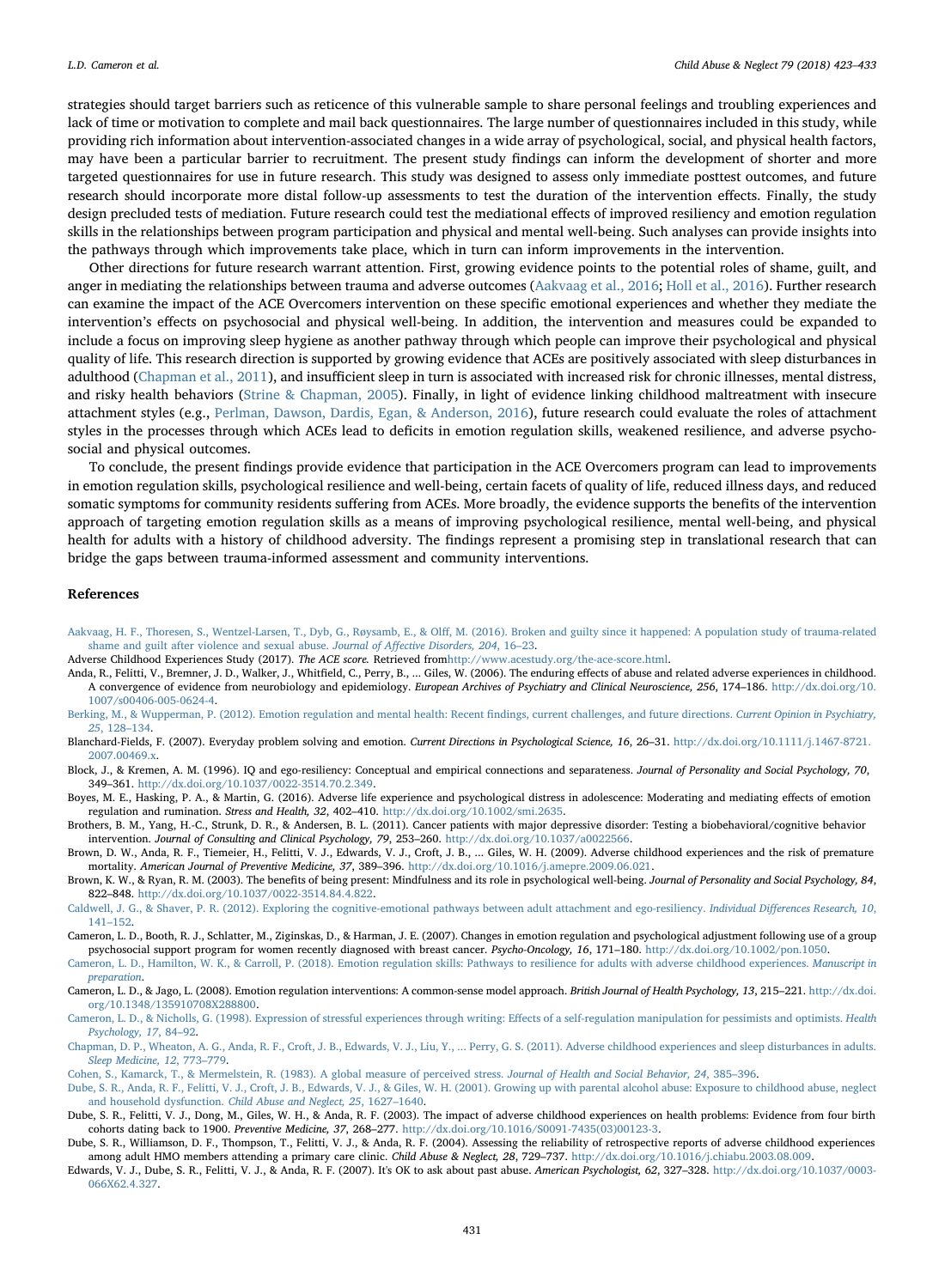strategies should target barriers such as reticence of this vulnerable sample to share personal feelings and troubling experiences and lack of time or motivation to complete and mail back questionnaires. The large number of questionnaires included in this study, while providing rich information about intervention-associated changes in a wide array of psychological, social, and physical health factors, may have been a particular barrier to recruitment. The present study findings can inform the development of shorter and more targeted questionnaires for use in future research. This study was designed to assess only immediate posttest outcomes, and future research should incorporate more distal follow-up assessments to test the duration of the intervention effects. Finally, the study design precluded tests of mediation. Future research could test the mediational effects of improved resiliency and emotion regulation skills in the relationships between program participation and physical and mental well-being. Such analyses can provide insights into the pathways through which improvements take place, which in turn can inform improvements in the intervention.

Other directions for future research warrant attention. First, growing evidence points to the potential roles of shame, guilt, and anger in mediating the relationships between trauma and adverse outcomes (Aakvaag et al., 2016; Holl et al., 2016). Further research can examine the impact of the ACE Overcomers intervention on these specific emotional experiences and whether they mediate the intervention's effects on psychosocial and physical well-being. In addition, the intervention and measures could be expanded to include a focus on improving sleep hygiene as another pathway through which people can improve their psychological and physical quality of life. This research direction is supported by growing evidence that ACEs are positively associated with sleep disturbances in adulthood (Chapman et al., 2011), and insufficient sleep in turn is associated with increased risk for chronic illnesses, mental distress, and risky health behaviors (Strine & Chapman, 2005). Finally, in light of evidence linking childhood maltreatment with insecure attachment styles (e.g., Perlman, Dawson, Dardis, Egan, & Anderson, 2016), future research could evaluate the roles of attachment styles in the processes through which ACEs lead to deficits in emotion regulation skills, weakened resilience, and adverse psychosocial and physical outcomes.

To conclude, the present findings provide evidence that participation in the ACE Overcomers program can lead to improvements in emotion regulation skills, psychological resilience and well-being, certain facets of quality of life, reduced illness days, and reduced somatic symptoms for community residents suffering from ACEs. More broadly, the evidence supports the benefits of the intervention approach of targeting emotion regulation skills as a means of improving psychological resilience, mental well-being, and physical health for adults with a history of childhood adversity. The findings represent a promising step in translational research that can bridge the gaps between trauma-informed assessment and community interventions.

## References

Aakvaag, H. F., Thoresen, S., Wentzel-Larsen, T., Dyb, G., Røysamb, E., & Olff, M. (2016). Broken and guilty since it happened: A population study of trauma-related shame and guilt after violence and sexual abuse. *Journal of Affective Disorders, 204*, 16–23.

Adverse Childhood Experiences Study (2017). *The ACE score.* Retrieved fromhttp://www.acestudy.org/the-ace-score.html.

Anda, R., Felitti, V., Bremner, J. D., Walker, J., Whitfield, C., Perry, B., ... Giles, W. (2006). The enduring effects of abuse and related adverse experiences in childhood. A convergence of evidence from neurobiology and epidemiology. *European Archives of Psychiatry and Clinical Neuroscience, 256*, 174–186. http://dx.doi.org/10.1007/s00406-005-0624-4.

Berking, M., & Wupperman, P. (2012). Emotion regulation and mental health: Recent findings, current challenges, and future directions. *Current Opinion in Psychiatry, 25*, 128–134.

Blanchard-Fields, F. (2007). Everyday problem solving and emotion. *Current Directions in Psychological Science, 16*, 26–31. http://dx.doi.org/10.1111/j.1467-8721.2007.00469.x.

Block, J., & Kremen, A. M. (1996). IQ and ego-resiliency: Conceptual and empirical connections and separateness. *Journal of Personality and Social Psychology, 70*, 349–361. http://dx.doi.org/10.1037/0022-3514.70.2.349.

Boyes, M. E., Hasking, P. A., & Martin, G. (2016). Adverse life experience and psychological distress in adolescence: Moderating and mediating effects of emotion regulation and rumination. *Stress and Health, 32*, 402–410. http://dx.doi.org/10.1002/smi.2635.

Brothers, B. M., Yang, H.-C., Strunk, D. R., & Andersen, B. L. (2011). Cancer patients with major depressive disorder: Testing a biobehavioral/cognitive behavior intervention. *Journal of Consulting and Clinical Psychology, 79*, 253–260. http://dx.doi.org/10.1037/a0022566.

Brown, D. W., Anda, R. F., Tiemeier, H., Felitti, V. J., Edwards, V. J., Croft, J. B., ... Giles, W. H. (2009). Adverse childhood experiences and the risk of premature mortality. *American Journal of Preventive Medicine, 37*, 389–396. http://dx.doi.org/10.1016/j.amepre.2009.06.021.

Brown, K. W., & Ryan, R. M. (2003). The benefits of being present: Mindfulness and its role in psychological well-being. *Journal of Personality and Social Psychology, 84*, 822–848. http://dx.doi.org/10.1037/0022-3514.84.4.822.

Caldwell, J. G., & Shaver, P. R. (2012). Exploring the cognitive-emotional pathways between adult attachment and ego-resiliency. *Individual Differences Research, 10*, 141–152.

Cameron, L. D., Booth, R. J., Schlatter, M., Ziginskas, D., & Harman, J. E. (2007). Changes in emotion regulation and psychological adjustment following use of a group psychosocial support program for women recently diagnosed with breast cancer. *Psycho-Oncology, 16*, 171–180. http://dx.doi.org/10.1002/pon.1050.

Cameron, L. D., Hamilton, W. K., & Carroll, P. (2018). Emotion regulation skills: Pathways to resilience for adults with adverse childhood experiences. *Manuscript in preparation*.

Cameron, L. D., & Jago, L. (2008). Emotion regulation interventions: A common-sense model approach. *British Journal of Health Psychology, 13*, 215–221. http://dx.doi.org/10.1348/135910708X288800.

Cameron, L. D., & Nicholls, G. (1998). Expression of stressful experiences through writing: Effects of a self-regulation manipulation for pessimists and optimists. *Health Psychology, 17*, 84–92.

Chapman, D. P., Wheaton, A. G., Anda, R. F., Croft, J. B., Edwards, V. J., Liu, Y., ... Perry, G. S. (2011). Adverse childhood experiences and sleep disturbances in adults. *Sleep Medicine, 12*, 773–779.

Cohen, S., Kamarck, T., & Mermelstein, R. (1983). A global measure of perceived stress. *Journal of Health and Social Behavior, 24*, 385–396.

Dube, S. R., Anda, R. F., Felitti, V. J., Croft, J. B., Edwards, V. J., & Giles, W. H. (2001). Growing up with parental alcohol abuse: Exposure to childhood abuse, neglect and household dysfunction. *Child Abuse and Neglect, 25*, 1627–1640.

Dube, S. R., Felitti, V. J., Dong, M., Giles, W. H., & Anda, R. F. (2003). The impact of adverse childhood experiences on health problems: Evidence from four birth cohorts dating back to 1900. *Preventive Medicine, 37*, 268–277. http://dx.doi.org/10.1016/S0091-7435(03)00123-3.

Dube, S. R., Williamson, D. F., Thompson, T., Felitti, V. J., & Anda, R. F. (2004). Assessing the reliability of retrospective reports of adverse childhood experiences among adult HMO members attending a primary care clinic. *Child Abuse & Neglect, 28*, 729–737. http://dx.doi.org/10.1016/j.chiabu.2003.08.009.

Edwards, V. J., Dube, S. R., Felitti, V. J., & Anda, R. F. (2007). It's OK to ask about past abuse. *American Psychologist, 62*, 327–328. http://dx.doi.org/10.1037/0003-066X62.4.327.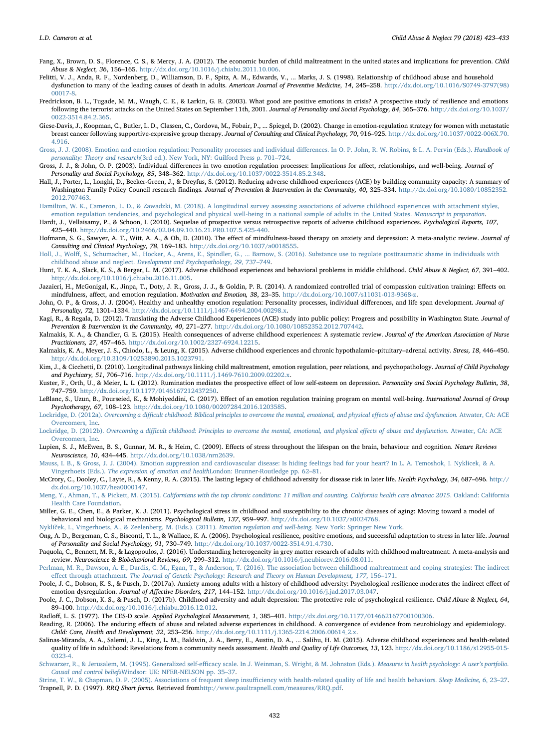Fang, X., Brown, D. S., Florence, C. S., & Mercy, J. A. (2012). The economic burden of child maltreatment in the united states and implications for prevention. *Child Abuse & Neglect, 36*, 156–165. http://dx.doi.org/10.1016/j.chiabu.2011.10.006.

Felitti, V. J., Anda, R. F., Nordenberg, D., Williamson, D. F., Spitz, A. M., Edwards, V., ... Marks, J. S. (1998). Relationship of childhood abuse and household dysfunction to many of the leading causes of death in adults. *American Journal of Preventive Medicine, 14*, 245–258. http://dx.doi.org/10.1016/S0749-3797(98)00017-8.

Fredrickson, B. L., Tugade, M. M., Waugh, C. E., & Larkin, G. R. (2003). What good are positive emotions in crisis? A prospective study of resilience and emotions following the terrorist attacks on the United States on September 11th, 2001. *Journal of Personality and Social Psychology, 84*, 365–376. http://dx.doi.org/10.1037/0022-3514.84.2.365.

Giese-Davis, J., Koopman, C., Butler, L. D., Classen, C., Cordova, M., Fobair, P., ... Spiegel, D. (2002). Change in emotion-regulation strategy for women with metastatic breast cancer following supportive-expressive group therapy. *Journal of Consulting and Clinical Psychology, 70*, 916–925. http://dx.doi.org/10.1037/0022-006X.70.4.916.

Gross, J. J. (2008). Emotion and emotion regulation: Personality processes and individual differences. In O. P. John, R. W. Robins, & L. A. Pervin (Eds.). *Handbook of personality: Theory and research*(3rd ed.). New York, NY: Guilford Press p. 701–724.

Gross, J. J., & John, O. P. (2003). Individual differences in two emotion regulation processes: Implications for affect, relationships, and well-being. *Journal of Personality and Social Psychology, 85*, 348–362. http://dx.doi.org/10.1037/0022-3514.85.2.348.

Hall, J., Porter, L., Longhi, D., Becker-Green, J., & Dreyfus, S. (2012). Reducing adverse childhood experiences (ACE) by building community capacity: A summary of Washington Family Policy Council research findings. *Journal of Prevention & Intervention in the Community, 40*, 325–334. http://dx.doi.org/10.1080/10852352.2012.707463.

Hamilton, W. K., Cameron, L. D., & Zawadzki, M. (2018). A longitudinal survey assessing associations of adverse childhood experiences with attachment styles, emotion regulation tendencies, and psychological and physical well-being in a national sample of adults in the United States. *Manuscript in preparation*.

Hardt, J., Vellaisamy, P., & Schoon, I. (2010). Sequelae of prospective versus retrospective reports of adverse childhood experiences. *Psychological Reports, 107*, 425–440. http://dx.doi.org/10.2466/02.04.09.10.16.21.PR0.107.5.425-440.

Hofmann, S. G., Sawyer, A. T., Witt, A. A., & Oh, D. (2010). The effect of mindfulness-based therapy on anxiety and depression: A meta-analytic review. *Journal of Consulting and Clinical Psychology, 78*, 169–183. http://dx.doi.org/10.1037/a0018555.

Holl, J., Wolff, S., Schumacher, M., Hocker, A., Arens, E., Spindler, G., ... Barnow, S. (2016). Substance use to regulate posttraumatic shame in individuals with childhood abuse and neglect. *Development and Psychopathology, 29*, 737–749.

Hunt, T. K. A., Slack, K. S., & Berger, L. M. (2017). Adverse childhood experiences and behavioral problems in middle childhood. *Child Abuse & Neglect, 67*, 391–402. http://dx.doi.org/10.1016/j.chiabu.2016.11.005.

Jazaieri, H., McGonigal, K., Jinpa, T., Doty, J. R., Gross, J. J., & Goldin, P. R. (2014). A randomized controlled trial of compassion cultivation training: Effects on mindfulness, affect, and emotion regulation. *Motivation and Emotion, 38*, 23–35. http://dx.doi.org/10.1007/s11031-013-9368-z.

John, O. P., & Gross, J. J. (2004). Healthy and unhealthy emotion regulation: Personality processes, individual differences, and life span development. *Journal of Personality, 72*, 1301–1334. http://dx.doi.org/10.1111/j.1467-6494.2004.00298.x.

Kagi, R., & Regala, D. (2012). Translating the Adverse Childhood Experiences (ACE) study into public policy: Progress and possibility in Washington State. *Journal of Prevention & Intervention in the Community, 40*, 271–277. http://dx.doi.org/10.1080/10852352.2012.707442.

Kalmakis, K. A., & Chandler, G. E. (2015). Health consequences of adverse childhood experiences: A systematic review. *Journal of the American Association of Nurse Practitioners, 27*, 457–465. http://dx.doi.org/10.1002/2327-6924.12215.

Kalmakis, K. A., Meyer, J. S., Chiodo, L., & Leung, K. (2015). Adverse childhood experiences and chronic hypothalamic–pituitary–adrenal activity. *Stress, 18*, 446–450. http://dx.doi.org/10.3109/10253890.2015.1023791.

Kim, J., & Cicchetti, D. (2010). Longitudinal pathways linking child maltreatment, emotion regulation, peer relations, and psychopathology. *Journal of Child Psychology and Psychiatry, 51*, 706–716. http://dx.doi.org/10.1111/j.1469-7610.2009.02202.x.

Kuster, F., Orth, U., & Meier, L. L. (2012). Rumination mediates the prospective effect of low self-esteem on depression. *Personality and Social Psychology Bulletin, 38*, 747–759. http://dx.doi.org/10.1177/0146167212437250.

LeBlanc, S., Uzun, B., Pourseied, K., & Mohiyeddini, C. (2017). Effect of an emotion regulation training program on mental well-being. *International Journal of Group Psychotherapy, 67*, 108–123. http://dx.doi.org/10.1080/00207284.2016.1203585.

Lockridge, D. (2012a). *Overcoming a difficult childhood: Biblical principles to overcome the mental, emotional, and physical effects of abuse and dysfunction.* Atwater, CA: ACE Overcomers, Inc.

Lockridge, D. (2012b). *Overcoming a difficult childhood: Principles to overcome the mental, emotional, and physical effects of abuse and dysfunction.* Atwater, CA: ACE Overcomers, Inc.

Lupien, S. J., McEwen, B. S., Gunnar, M. R., & Heim, C. (2009). Effects of stress throughout the lifespan on the brain, behaviour and cognition. *Nature Reviews Neuroscience, 10*, 434–445. http://dx.doi.org/10.1038/nrn2639.

Mauss, I. B., & Gross, J. J. (2004). Emotion suppression and cardiovascular disease: Is hiding feelings bad for your heart? In L. A. Temoshok, I. Nyklicek, & A. Vingerhoets (Eds.). *The expression of emotion and health*London: Brunner-Routledge pp. 62–81.

McCrory, C., Dooley, C., Layte, R., & Kenny, R. A. (2015). The lasting legacy of childhood adversity for disease risk in later life. *Health Psychology, 34*, 687–696. http://dx.doi.org/10.1037/hea0000147.

Meng, Y., Ahman, T., & Pickett, M. (2015). *Californians with the top chronic conditions: 11 million and counting. California health care almanac 2015*. Oakland: California Health Care Foundation.

Miller, G. E., Chen, E., & Parker, K. J. (2011). Psychological stress in childhood and susceptibility to the chronic diseases of aging: Moving toward a model of behavioral and biological mechanisms. *Psychological Bulletin, 137*, 959–997. http://dx.doi.org/10.1037/a0024768.

Nyklíček, I., Vingerhoets, A., & Zeelenberg, M. (Eds.). (2011). *Emotion regulation and well-being.* New York: Springer New York.

Ong, A. D., Bergeman, C. S., Bisconti, T. L., & Wallace, K. A. (2006). Psychological resilience, positive emotions, and successful adaptation to stress in later life. *Journal of Personality and Social Psychology, 91*, 730–749. http://dx.doi.org/10.1037/0022-3514.91.4.730.

Paquola, C., Bennett, M. R., & Lagopoulos, J. (2016). Understanding heterogeneity in grey matter research of adults with childhood maltreatment: A meta-analysis and review. *Neuroscience & Biobehavioral Reviews, 69*, 299–312. http://dx.doi.org/10.1016/j.neubiorev.2016.08.011.

Perlman, M. R., Dawson, A. E., Dardis, C. M., Egan, T., & Anderson, T. (2016). The association between childhood maltreatment and coping strategies: The indirect effect through attachment. *The Journal of Genetic Psychology: Research and Theory on Human Development, 177*, 156–171.

Poole, J. C., Dobson, K. S., & Pusch, D. (2017a). Anxiety among adults with a history of childhood adversity: Psychological resilience moderates the indirect effect of emotion dysregulation. *Journal of Affective Disorders, 217*, 144–152. http://dx.doi.org/10.1016/j.jad.2017.03.047.

Poole, J. C., Dobson, K. S., & Pusch, D. (2017b). Childhood adversity and adult depression: The protective role of psychological resilience. *Child Abuse & Neglect, 64*, 89–100. http://dx.doi.org/10.1016/j.chiabu.2016.12.012.

Radloff, L. S. (1977). The CES-D scale. *Applied Psychological Measurement, 1*, 385–401. http://dx.doi.org/10.1177/014662167700100306.

Reading, R. (2006). The enduring effects of abuse and related adverse experiences in childhood. A convergence of evidence from neurobiology and epidemiology. *Child: Care, Health and Development, 32*, 253–256. http://dx.doi.org/10.1111/j.1365-2214.2006.00614_2.x.

Salinas-Miranda, A. A., Salemi, J. L., King, L. M., Baldwin, J. A., Berry, E., Austin, D. A., ... Salihu, H. M. (2015). Adverse childhood experiences and health-related quality of life in adulthood: Revelations from a community needs assessment. *Health and Quality of Life Outcomes, 13*, 123. http://dx.doi.org/10.1186/s12955-015-0323-4.

Schwarzer, R., & Jerusalem, M. (1995). Generalized self-efficacy scale. In J. Weinman, S. Wright, & M. Johnston (Eds.). *Measures in health psychology: A user's portfolio. Causal and control beliefs*Windsor: UK: NFER-NELSON pp. 35–37.

Strine, T. W., & Chapman, D. P. (2005). Associations of frequent sleep insufficiency with health-related quality of life and health behaviors. *Sleep Medicine, 6*, 23–27.

Trapnell, P. D. (1997). *RRQ Short forms.* Retrieved fromhttp://www.paultrapnell.com/measures/RRQ.pdf.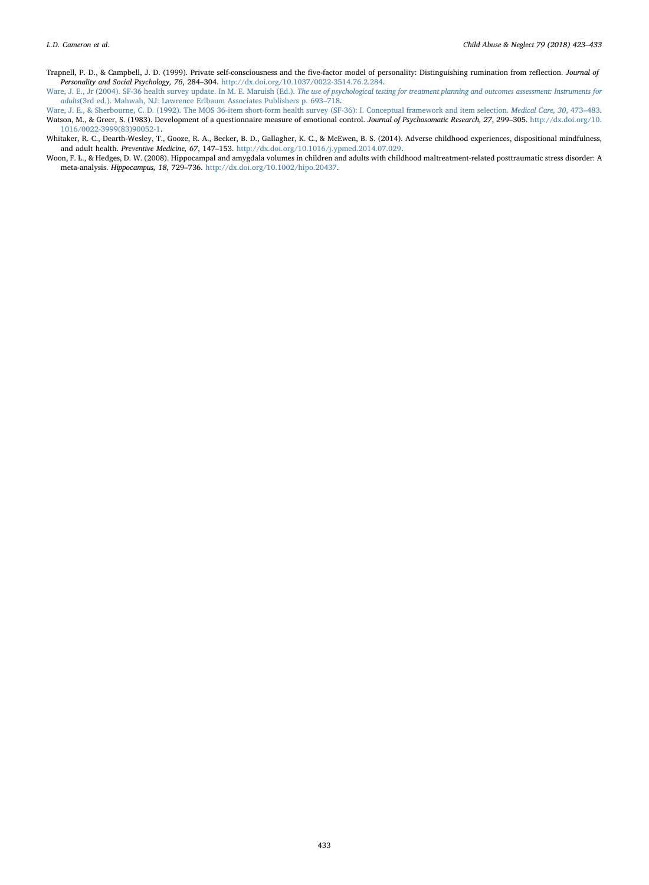Trapnell, P. D., & Campbell, J. D. (1999). Private self-consciousness and the five-factor model of personality: Distinguishing rumination from reflection. *Journal of Personality and Social Psychology, 76*, 284–304. http://dx.doi.org/10.1037/0022-3514.76.2.284.

Ware, J. E., Jr (2004). SF-36 health survey update. In M. E. Maruish (Ed.). *The use of psychological testing for treatment planning and outcomes assessment: Instruments for adults*(3rd ed.). Mahwah, NJ: Lawrence Erlbaum Associates Publishers p. 693–718.

Ware, J. E., & Sherbourne, C. D. (1992). The MOS 36-item short-form health survey (SF-36): I. Conceptual framework and item selection. *Medical Care, 30*, 473–483.

Watson, M., & Greer, S. (1983). Development of a questionnaire measure of emotional control. *Journal of Psychosomatic Research, 27*, 299–305. http://dx.doi.org/10.1016/0022-3999(83)90052-1.

Whitaker, R. C., Dearth-Wesley, T., Gooze, R. A., Becker, B. D., Gallagher, K. C., & McEwen, B. S. (2014). Adverse childhood experiences, dispositional mindfulness, and adult health. *Preventive Medicine, 67*, 147–153. http://dx.doi.org/10.1016/j.ypmed.2014.07.029.

Woon, F. L., & Hedges, D. W. (2008). Hippocampal and amygdala volumes in children and adults with childhood maltreatment-related posttraumatic stress disorder: A meta-analysis. *Hippocampus, 18*, 729–736. http://dx.doi.org/10.1002/hipo.20437.